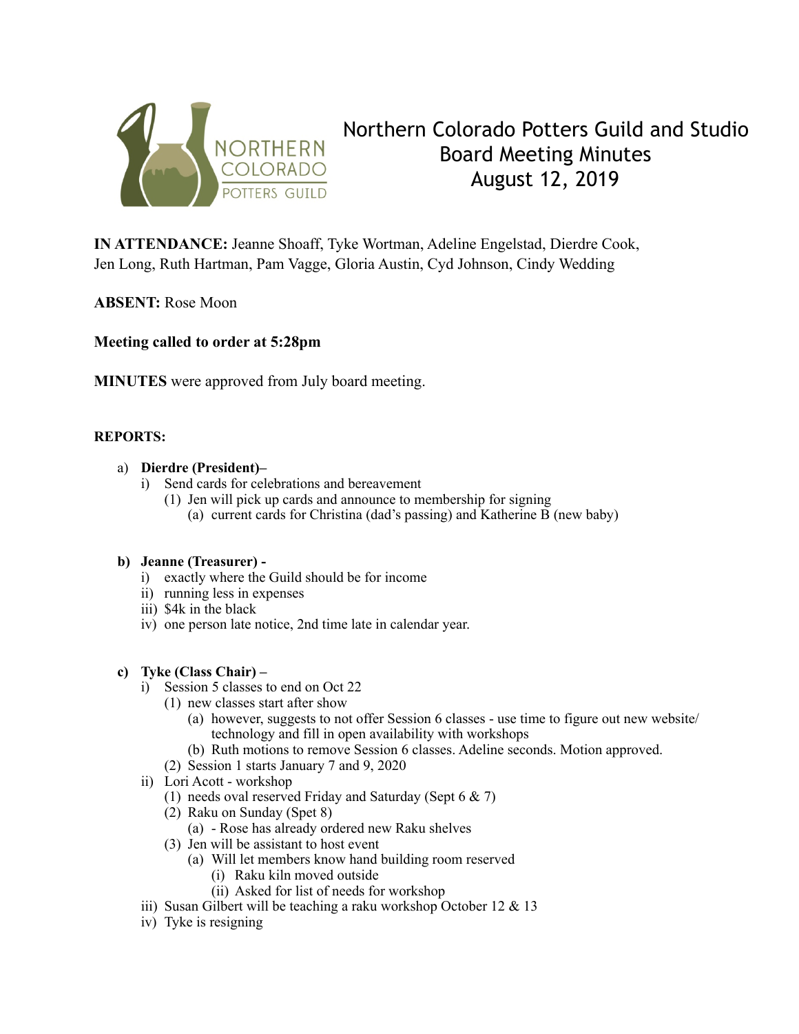# Northern Colorado Potters Guild and Studio
## Board Meeting Minutes
## August 12, 2019

**IN ATTENDANCE:** Jeanne Shoaff, Tyke Wortman, Adeline Engelstad, Dierdre Cook, Jen Long, Ruth Hartman, Pam Vagge, Gloria Austin, Cyd Johnson, Cindy Wedding

**ABSENT:** Rose Moon

**Meeting called to order at 5:28pm**

**MINUTES** were approved from July board meeting.

**REPORTS:**

a) **Dierdre (President)–**
   - i) Send cards for celebrations and bereavement
     - (1) Jen will pick up cards and announce to membership for signing
       - (a) current cards for Christina (dad's passing) and Katherine B (new baby)

**b) Jeanne (Treasurer) -**
   - i) exactly where the Guild should be for income
   - ii) running less in expenses
   - iii) $4k in the black
   - iv) one person late notice, 2nd time late in calendar year.

**c) Tyke (Class Chair) –**
   - i) Session 5 classes to end on Oct 22
     - (1) new classes start after show
       - (a) however, suggests to not offer Session 6 classes - use time to figure out new website/ technology and fill in open availability with workshops
       - (b) Ruth motions to remove Session 6 classes. Adeline seconds. Motion approved.
     - (2) Session 1 starts January 7 and 9, 2020
   - ii) Lori Acott - workshop
     - (1) needs oval reserved Friday and Saturday (Sept 6 & 7)
     - (2) Raku on Sunday (Spet 8)
       - (a) - Rose has already ordered new Raku shelves
     - (3) Jen will be assistant to host event
       - (a) Will let members know hand building room reserved
         - (i) Raku kiln moved outside
         - (ii) Asked for list of needs for workshop
   - iii) Susan Gilbert will be teaching a raku workshop October 12 & 13
   - iv) Tyke is resigning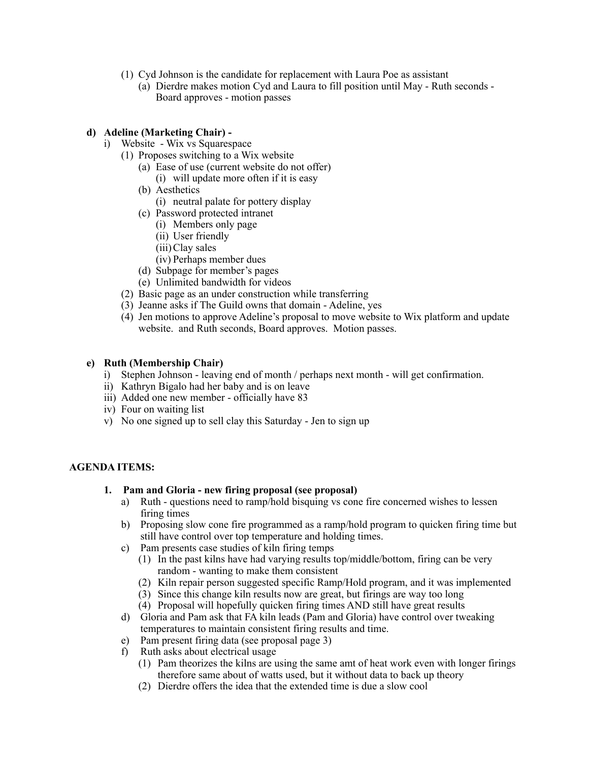(1) Cyd Johnson is the candidate for replacement with Laura Poe as assistant
    (a) Dierdre makes motion Cyd and Laura to fill position until May - Ruth seconds - Board approves - motion passes

**d) Adeline (Marketing Chair) -**

i) Website - Wix vs Squarespace
  (1) Proposes switching to a Wix website
    (a) Ease of use (current website do not offer)
      (i) will update more often if it is easy
    (b) Aesthetics
      (i) neutral palate for pottery display
    (c) Password protected intranet
      (i) Members only page
      (ii) User friendly
      (iii) Clay sales
      (iv) Perhaps member dues
    (d) Subpage for member's pages
    (e) Unlimited bandwidth for videos
  (2) Basic page as an under construction while transferring
  (3) Jeanne asks if The Guild owns that domain - Adeline, yes
  (4) Jen motions to approve Adeline's proposal to move website to Wix platform and update website. and Ruth seconds, Board approves. Motion passes.

**e) Ruth (Membership Chair)**

i) Stephen Johnson - leaving end of month / perhaps next month - will get confirmation.
ii) Kathryn Bigalo had her baby and is on leave
iii) Added one new member - officially have 83
iv) Four on waiting list
v) No one signed up to sell clay this Saturday - Jen to sign up

**AGENDA ITEMS:**

**1. Pam and Gloria - new firing proposal (see proposal)**

a) Ruth - questions need to ramp/hold bisquing vs cone fire concerned wishes to lessen firing times
b) Proposing slow cone fire programmed as a ramp/hold program to quicken firing time but still have control over top temperature and holding times.
c) Pam presents case studies of kiln firing temps
  (1) In the past kilns have had varying results top/middle/bottom, firing can be very random - wanting to make them consistent
  (2) Kiln repair person suggested specific Ramp/Hold program, and it was implemented
  (3) Since this change kiln results now are great, but firings are way too long
  (4) Proposal will hopefully quicken firing times AND still have great results
d) Gloria and Pam ask that FA kiln leads (Pam and Gloria) have control over tweaking temperatures to maintain consistent firing results and time.
e) Pam present firing data (see proposal page 3)
f) Ruth asks about electrical usage
  (1) Pam theorizes the kilns are using the same amt of heat work even with longer firings therefore same about of watts used, but it without data to back up theory
  (2) Dierdre offers the idea that the extended time is due a slow cool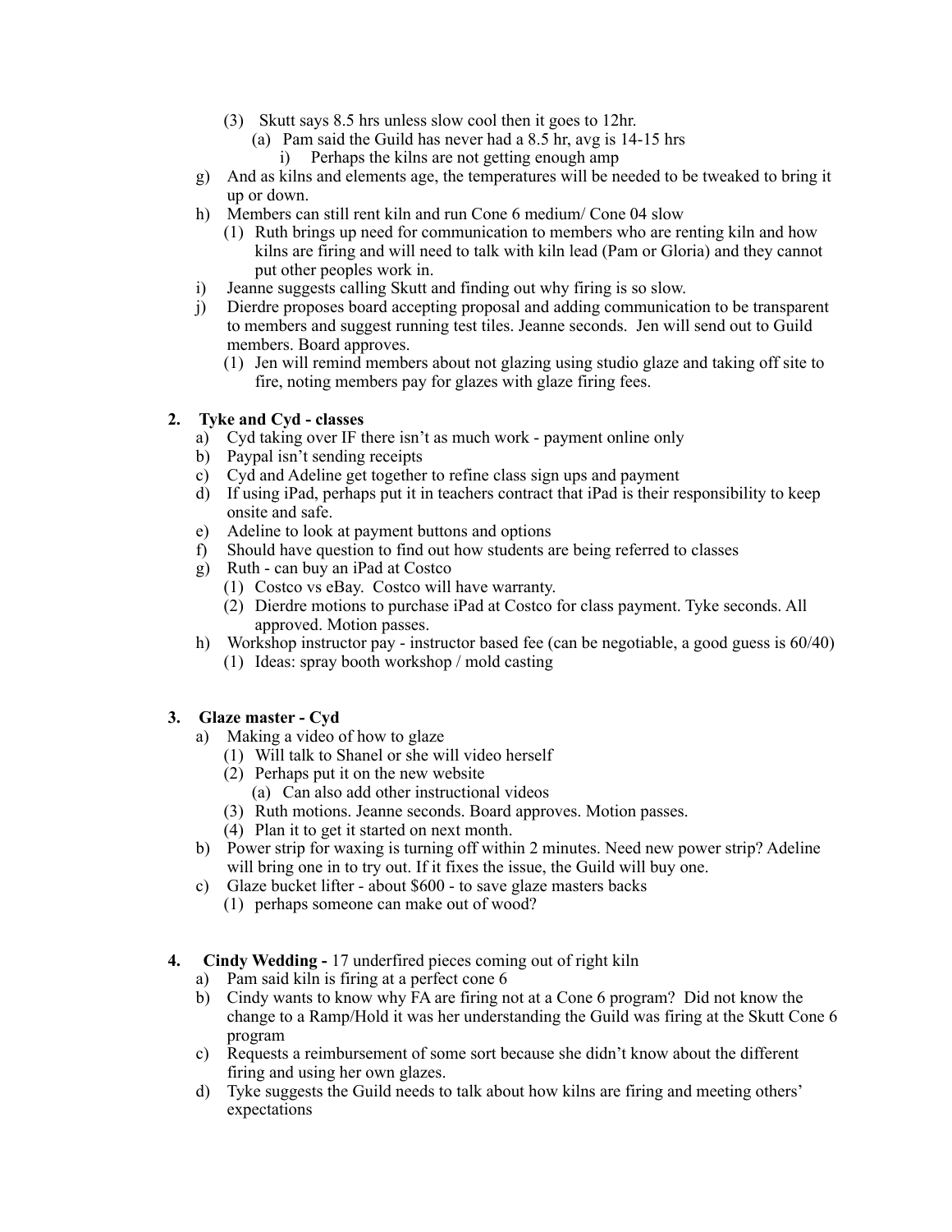(3) Skutt says 8.5 hrs unless slow cool then it goes to 12hr.
    (a) Pam said the Guild has never had a 8.5 hr, avg is 14-15 hrs
        i) Perhaps the kilns are not getting enough amp

g) And as kilns and elements age, the temperatures will be needed to be tweaked to bring it up or down.

h) Members can still rent kiln and run Cone 6 medium/ Cone 04 slow
    (1) Ruth brings up need for communication to members who are renting kiln and how kilns are firing and will need to talk with kiln lead (Pam or Gloria) and they cannot put other peoples work in.

i) Jeanne suggests calling Skutt and finding out why firing is so slow.

j) Dierdre proposes board accepting proposal and adding communication to be transparent to members and suggest running test tiles. Jeanne seconds. Jen will send out to Guild members. Board approves.
    (1) Jen will remind members about not glazing using studio glaze and taking off site to fire, noting members pay for glazes with glaze firing fees.

**2. Tyke and Cyd - classes**

a) Cyd taking over IF there isn't as much work - payment online only

b) Paypal isn't sending receipts

c) Cyd and Adeline get together to refine class sign ups and payment

d) If using iPad, perhaps put it in teachers contract that iPad is their responsibility to keep onsite and safe.

e) Adeline to look at payment buttons and options

f) Should have question to find out how students are being referred to classes

g) Ruth - can buy an iPad at Costco
    (1) Costco vs eBay. Costco will have warranty.
    (2) Dierdre motions to purchase iPad at Costco for class payment. Tyke seconds. All approved. Motion passes.

h) Workshop instructor pay - instructor based fee (can be negotiable, a good guess is 60/40)
    (1) Ideas: spray booth workshop / mold casting

**3. Glaze master - Cyd**

a) Making a video of how to glaze
    (1) Will talk to Shanel or she will video herself
    (2) Perhaps put it on the new website
        (a) Can also add other instructional videos
    (3) Ruth motions. Jeanne seconds. Board approves. Motion passes.
    (4) Plan it to get it started on next month.

b) Power strip for waxing is turning off within 2 minutes. Need new power strip? Adeline will bring one in to try out. If it fixes the issue, the Guild will buy one.

c) Glaze bucket lifter - about $600 - to save glaze masters backs
    (1) perhaps someone can make out of wood?

**4. Cindy Wedding -** 17 underfired pieces coming out of right kiln

a) Pam said kiln is firing at a perfect cone 6

b) Cindy wants to know why FA are firing not at a Cone 6 program? Did not know the change to a Ramp/Hold it was her understanding the Guild was firing at the Skutt Cone 6 program

c) Requests a reimbursement of some sort because she didn't know about the different firing and using her own glazes.

d) Tyke suggests the Guild needs to talk about how kilns are firing and meeting others' expectations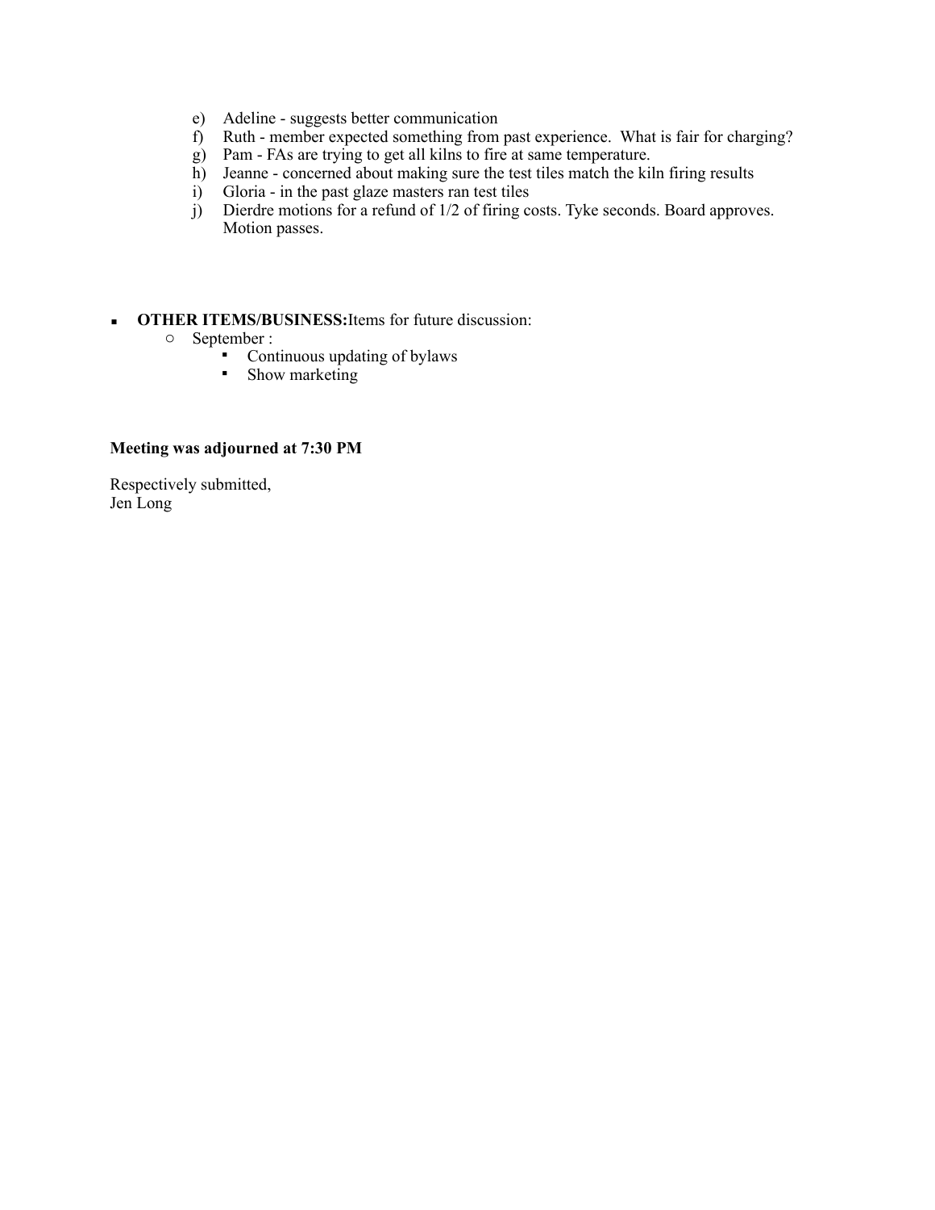e) Adeline - suggests better communication
f) Ruth - member expected something from past experience.  What is fair for charging?
g) Pam - FAs are trying to get all kilns to fire at same temperature.
h) Jeanne - concerned about making sure the test tiles match the kiln firing results
i) Gloria - in the past glaze masters ran test tiles
j) Dierdre motions for a refund of 1/2 of firing costs. Tyke seconds. Board approves. Motion passes.

- **OTHER ITEMS/BUSINESS:**Items for future discussion:
  - September :
    - Continuous updating of bylaws
    - Show marketing

**Meeting was adjourned at 7:30 PM**

Respectively submitted,
Jen Long